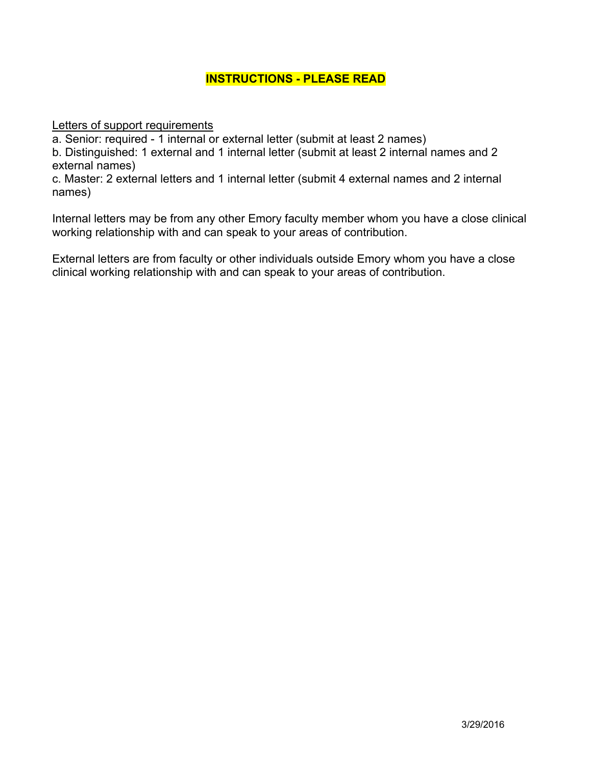## **INSTRUCTIONS - PLEASE READ**

Letters of support requirements

a. Senior: required - 1 internal or external letter (submit at least 2 names)
b. Distinguished: 1 external and 1 internal letter (submit at least 2 internal names and 2 external names)
c. Master: 2 external letters and 1 internal letter (submit 4 external names and 2 internal names)

Internal letters may be from any other Emory faculty member whom you have a close clinical working relationship with and can speak to your areas of contribution.

External letters are from faculty or other individuals outside Emory whom you have a close clinical working relationship with and can speak to your areas of contribution.

3/29/2016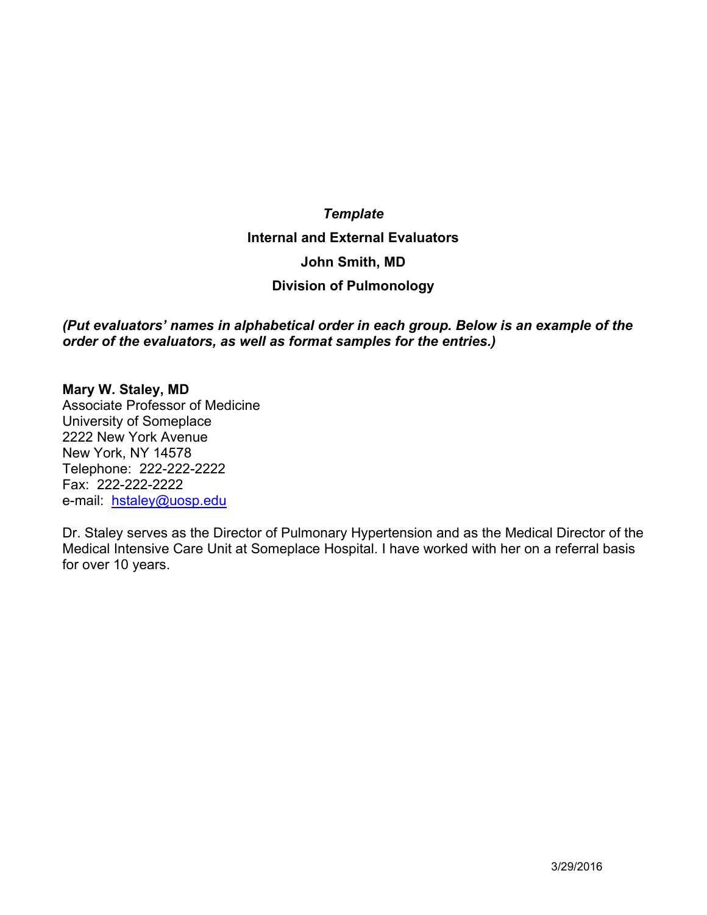*Template*

**Internal and External Evaluators**

**John Smith, MD**

**Division of Pulmonology**

***(Put evaluators' names in alphabetical order in each group. Below is an example of the order of the evaluators, as well as format samples for the entries.)***

**Mary W. Staley, MD**
Associate Professor of Medicine
University of Someplace
2222 New York Avenue
New York, NY 14578
Telephone: 222-222-2222
Fax: 222-222-2222
e-mail: hstaley@uosp.edu

Dr. Staley serves as the Director of Pulmonary Hypertension and as the Medical Director of the Medical Intensive Care Unit at Someplace Hospital. I have worked with her on a referral basis for over 10 years.

3/29/2016